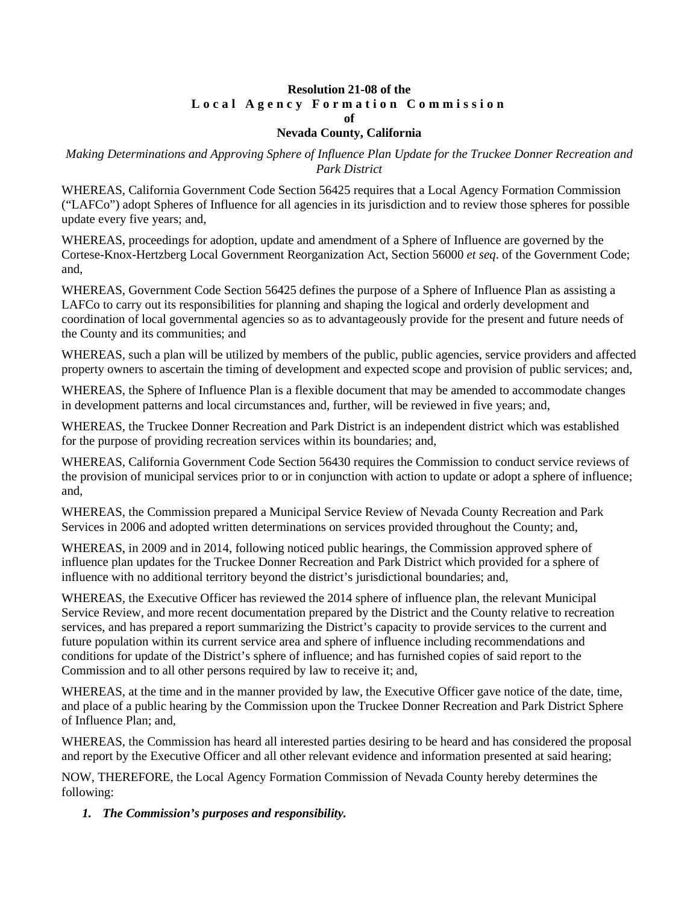**Resolution 21-08 of the**
**Local Agency Formation Commission**
**of**
**Nevada County, California**

*Making Determinations and Approving Sphere of Influence Plan Update for the Truckee Donner Recreation and Park District*

WHEREAS, California Government Code Section 56425 requires that a Local Agency Formation Commission ("LAFCo") adopt Spheres of Influence for all agencies in its jurisdiction and to review those spheres for possible update every five years; and,

WHEREAS, proceedings for adoption, update and amendment of a Sphere of Influence are governed by the Cortese-Knox-Hertzberg Local Government Reorganization Act, Section 56000 *et seq*. of the Government Code; and,

WHEREAS, Government Code Section 56425 defines the purpose of a Sphere of Influence Plan as assisting a LAFCo to carry out its responsibilities for planning and shaping the logical and orderly development and coordination of local governmental agencies so as to advantageously provide for the present and future needs of the County and its communities; and

WHEREAS, such a plan will be utilized by members of the public, public agencies, service providers and affected property owners to ascertain the timing of development and expected scope and provision of public services; and,

WHEREAS, the Sphere of Influence Plan is a flexible document that may be amended to accommodate changes in development patterns and local circumstances and, further, will be reviewed in five years; and,

WHEREAS, the Truckee Donner Recreation and Park District is an independent district which was established for the purpose of providing recreation services within its boundaries; and,

WHEREAS, California Government Code Section 56430 requires the Commission to conduct service reviews of the provision of municipal services prior to or in conjunction with action to update or adopt a sphere of influence; and,

WHEREAS, the Commission prepared a Municipal Service Review of Nevada County Recreation and Park Services in 2006 and adopted written determinations on services provided throughout the County; and,

WHEREAS, in 2009 and in 2014, following noticed public hearings, the Commission approved sphere of influence plan updates for the Truckee Donner Recreation and Park District which provided for a sphere of influence with no additional territory beyond the district's jurisdictional boundaries; and,

WHEREAS, the Executive Officer has reviewed the 2014 sphere of influence plan, the relevant Municipal Service Review, and more recent documentation prepared by the District and the County relative to recreation services, and has prepared a report summarizing the District's capacity to provide services to the current and future population within its current service area and sphere of influence including recommendations and conditions for update of the District's sphere of influence; and has furnished copies of said report to the Commission and to all other persons required by law to receive it; and,

WHEREAS, at the time and in the manner provided by law, the Executive Officer gave notice of the date, time, and place of a public hearing by the Commission upon the Truckee Donner Recreation and Park District Sphere of Influence Plan; and,

WHEREAS, the Commission has heard all interested parties desiring to be heard and has considered the proposal and report by the Executive Officer and all other relevant evidence and information presented at said hearing;

NOW, THEREFORE, the Local Agency Formation Commission of Nevada County hereby determines the following:

1. ***The Commission's purposes and responsibility.***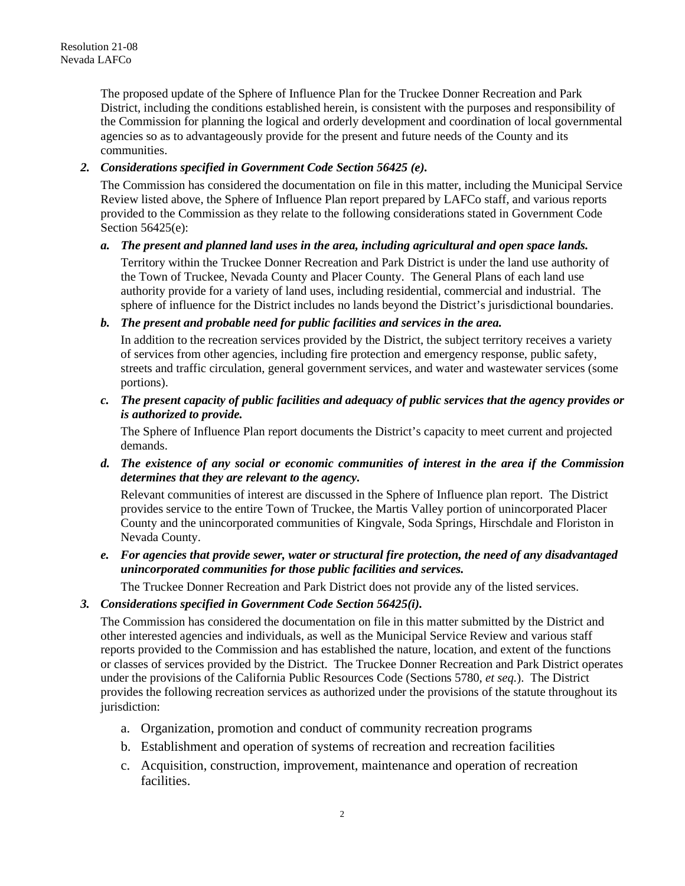The proposed update of the Sphere of Influence Plan for the Truckee Donner Recreation and Park District, including the conditions established herein, is consistent with the purposes and responsibility of the Commission for planning the logical and orderly development and coordination of local governmental agencies so as to advantageously provide for the present and future needs of the County and its communities.

***2. Considerations specified in Government Code Section 56425 (e).***

The Commission has considered the documentation on file in this matter, including the Municipal Service Review listed above, the Sphere of Influence Plan report prepared by LAFCo staff, and various reports provided to the Commission as they relate to the following considerations stated in Government Code Section 56425(e):

***a. The present and planned land uses in the area, including agricultural and open space lands.***

Territory within the Truckee Donner Recreation and Park District is under the land use authority of the Town of Truckee, Nevada County and Placer County. The General Plans of each land use authority provide for a variety of land uses, including residential, commercial and industrial. The sphere of influence for the District includes no lands beyond the District's jurisdictional boundaries.

***b. The present and probable need for public facilities and services in the area.***

In addition to the recreation services provided by the District, the subject territory receives a variety of services from other agencies, including fire protection and emergency response, public safety, streets and traffic circulation, general government services, and water and wastewater services (some portions).

***c. The present capacity of public facilities and adequacy of public services that the agency provides or is authorized to provide.***

The Sphere of Influence Plan report documents the District's capacity to meet current and projected demands.

***d. The existence of any social or economic communities of interest in the area if the Commission determines that they are relevant to the agency.***

Relevant communities of interest are discussed in the Sphere of Influence plan report. The District provides service to the entire Town of Truckee, the Martis Valley portion of unincorporated Placer County and the unincorporated communities of Kingvale, Soda Springs, Hirschdale and Floriston in Nevada County.

***e. For agencies that provide sewer, water or structural fire protection, the need of any disadvantaged unincorporated communities for those public facilities and services.***

The Truckee Donner Recreation and Park District does not provide any of the listed services.

***3. Considerations specified in Government Code Section 56425(i).***

The Commission has considered the documentation on file in this matter submitted by the District and other interested agencies and individuals, as well as the Municipal Service Review and various staff reports provided to the Commission and has established the nature, location, and extent of the functions or classes of services provided by the District. The Truckee Donner Recreation and Park District operates under the provisions of the California Public Resources Code (Sections 5780, *et seq.*). The District provides the following recreation services as authorized under the provisions of the statute throughout its jurisdiction:

a. Organization, promotion and conduct of community recreation programs
b. Establishment and operation of systems of recreation and recreation facilities
c. Acquisition, construction, improvement, maintenance and operation of recreation facilities.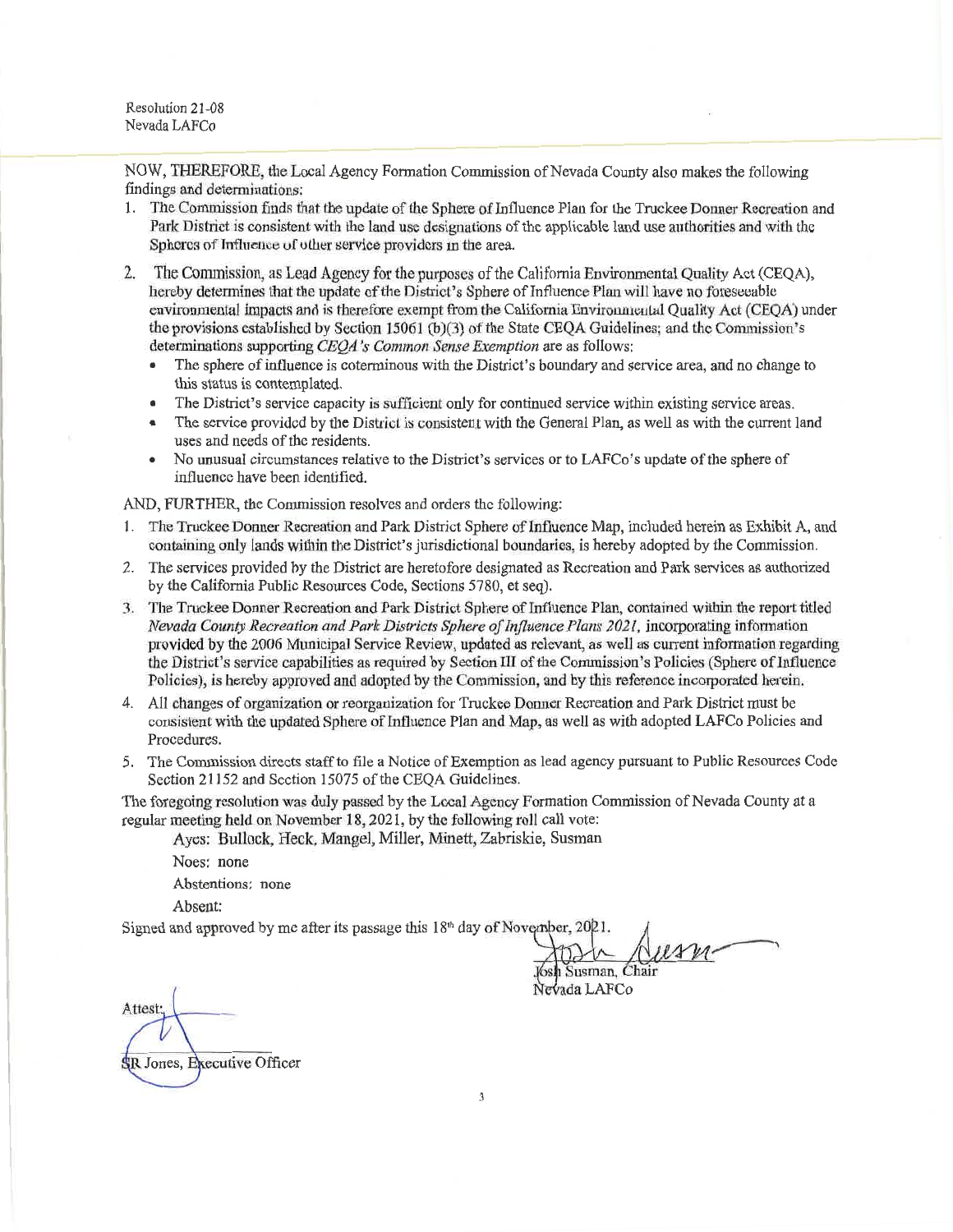NOW, THEREFORE, the Local Agency Formation Commission of Nevada County also makes the following findings and determinations:

1. The Commission finds that the update of the Sphere of Influence Plan for the Truckee Donner Recreation and Park District is consistent with the land use designations of the applicable land use authorities and with the Spheres of Influence of other service providers in the area.
2. The Commission, as Lead Agency for the purposes of the California Environmental Quality Act (CEQA), hereby determines that the update of the District's Sphere of Influence Plan will have no foreseeable environmental impacts and is therefore exempt from the California Environmental Quality Act (CEQA) under the provisions established by Section 15061 (b)(3) of the State CEQA Guidelines; and the Commission's determinations supporting *CEQA's Common Sense Exemption* are as follows:
   - The sphere of influence is coterminous with the District's boundary and service area, and no change to this status is contemplated.
   - The District's service capacity is sufficient only for continued service within existing service areas.
   - The service provided by the District is consistent with the General Plan, as well as with the current land uses and needs of the residents.
   - No unusual circumstances relative to the District's services or to LAFCo's update of the sphere of influence have been identified.

AND, FURTHER, the Commission resolves and orders the following:

1. The Truckee Donner Recreation and Park District Sphere of Influence Map, included herein as Exhibit A, and containing only lands within the District's jurisdictional boundaries, is hereby adopted by the Commission.
2. The services provided by the District are heretofore designated as Recreation and Park services as authorized by the California Public Resources Code, Sections 5780, et seq).
3. The Truckee Donner Recreation and Park District Sphere of Influence Plan, contained within the report titled *Nevada County Recreation and Park Districts Sphere of Influence Plans 2021*, incorporating information provided by the 2006 Municipal Service Review, updated as relevant, as well as current information regarding the District's service capabilities as required by Section III of the Commission's Policies (Sphere of Influence Policies), is hereby approved and adopted by the Commission, and by this reference incorporated herein.
4. All changes of organization or reorganization for Truckee Donner Recreation and Park District must be consistent with the updated Sphere of Influence Plan and Map, as well as with adopted LAFCo Policies and Procedures.
5. The Commission directs staff to file a Notice of Exemption as lead agency pursuant to Public Resources Code Section 21152 and Section 15075 of the CEQA Guidelines.

The foregoing resolution was duly passed by the Local Agency Formation Commission of Nevada County at a regular meeting held on November 18, 2021, by the following roll call vote:

Ayes: Bullock, Heck, Mangel, Miller, Minett, Zabriskie, Susman

Noes: none

Abstentions: none

Absent:

Signed and approved by me after its passage this 18th day of November, 2021.

Josh Susman, Chair
Nevada LAFCo

Attest:

SR Jones, Executive Officer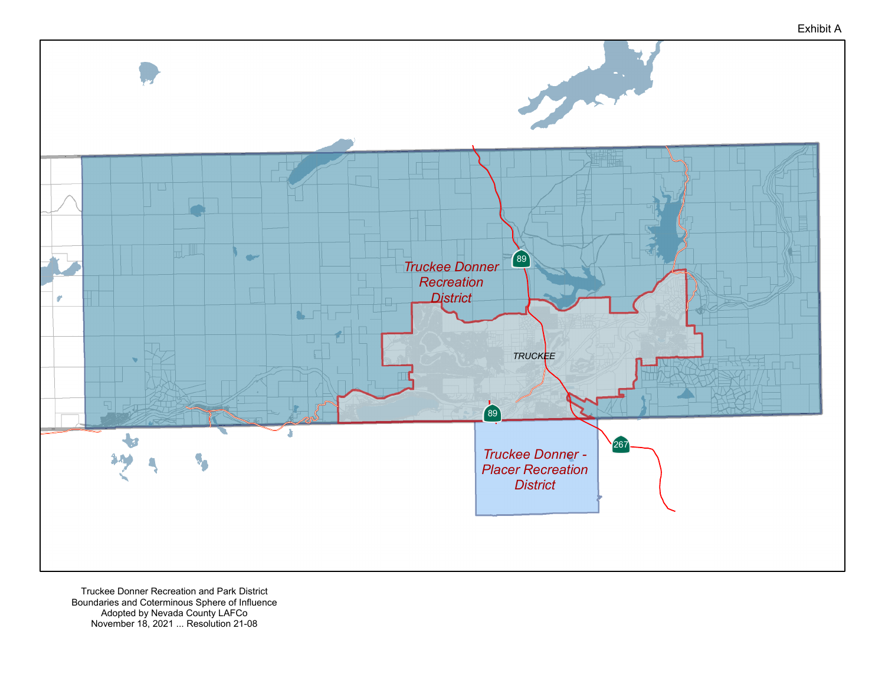Exhibit A

Truckee Donner
Recreation
District

TRUCKEE

Truckee Donner -
Placer Recreation
District

89

89

267

Truckee Donner Recreation and Park District
Boundaries and Coterminous Sphere of Influence
Adopted by Nevada County LAFCo
November 18, 2021 ... Resolution 21-08